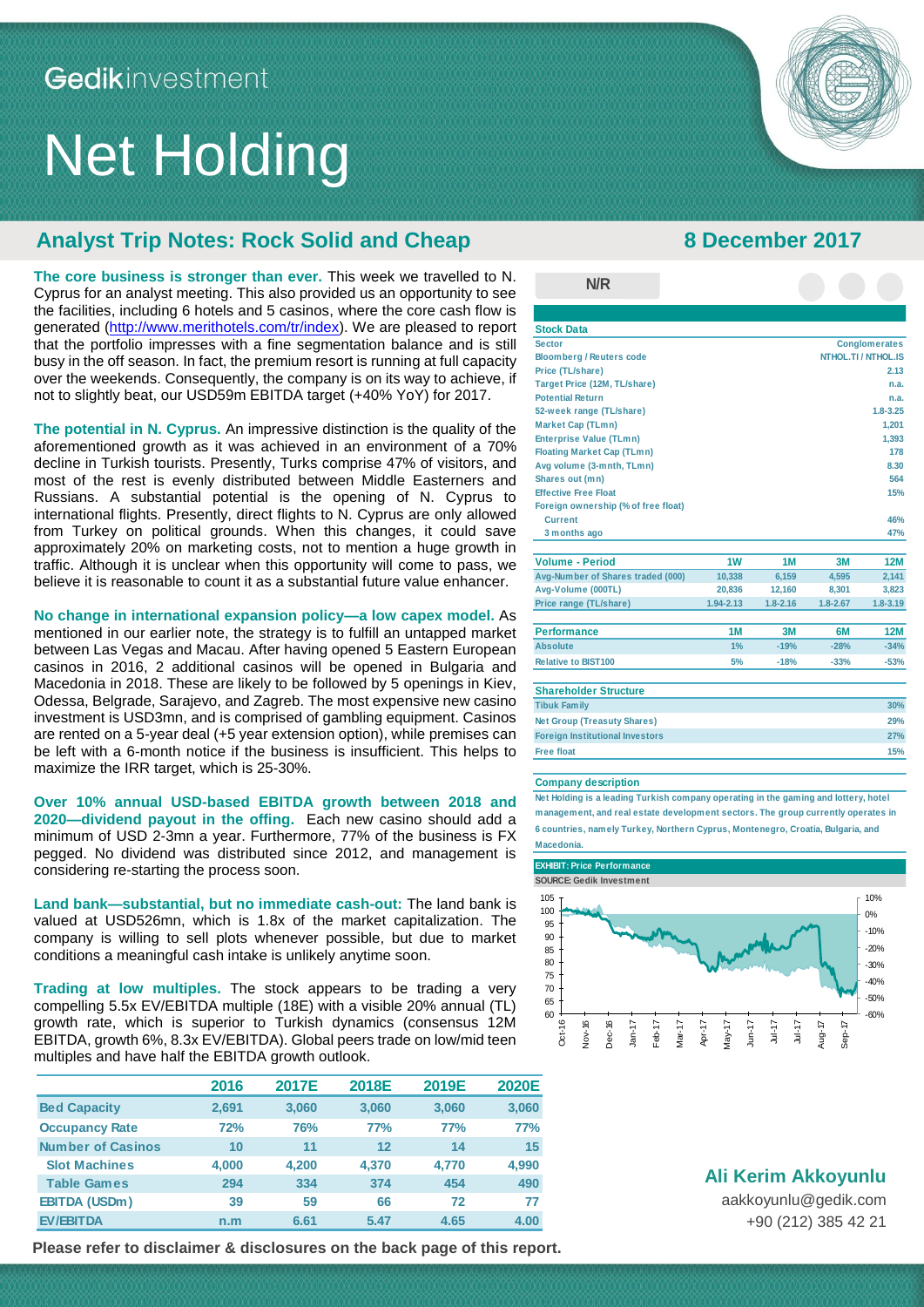Gedikinvestment

# Net Holding

## Analyst Trip Notes: Rock Solid and Cheap

8 December 2017

**The core business is stronger than ever.** This week we travelled to N. Cyprus for an analyst meeting. This also provided us an opportunity to see the facilities, including 6 hotels and 5 casinos, where the core cash flow is generated (http://www.merithotels.com/tr/index). We are pleased to report that the portfolio impresses with a fine segmentation balance and is still busy in the off season. In fact, the premium resort is running at full capacity over the weekends. Consequently, the company is on its way to achieve, if not to slightly beat, our USD59m EBITDA target (+40% YoY) for 2017.

**The potential in N. Cyprus.** An impressive distinction is the quality of the aforementioned growth as it was achieved in an environment of a 70% decline in Turkish tourists. Presently, Turks comprise 47% of visitors, and most of the rest is evenly distributed between Middle Easterners and Russians. A substantial potential is the opening of N. Cyprus to international flights. Presently, direct flights to N. Cyprus are only allowed from Turkey on political grounds. When this changes, it could save approximately 20% on marketing costs, not to mention a huge growth in traffic. Although it is unclear when this opportunity will come to pass, we believe it is reasonable to count it as a substantial future value enhancer.

**No change in international expansion policy—a low capex model.** As mentioned in our earlier note, the strategy is to fulfill an untapped market between Las Vegas and Macau. After having opened 5 Eastern European casinos in 2016, 2 additional casinos will be opened in Bulgaria and Macedonia in 2018. These are likely to be followed by 5 openings in Kiev, Odessa, Belgrade, Sarajevo, and Zagreb. The most expensive new casino investment is USD3mn, and is comprised of gambling equipment. Casinos are rented on a 5-year deal (+5 year extension option), while premises can be left with a 6-month notice if the business is insufficient. This helps to maximize the IRR target, which is 25-30%.

**Over 10% annual USD-based EBITDA growth between 2018 and 2020—dividend payout in the offing.** Each new casino should add a minimum of USD 2-3mn a year. Furthermore, 77% of the business is FX pegged. No dividend was distributed since 2012, and management is considering re-starting the process soon.

**Land bank—substantial, but no immediate cash-out:** The land bank is valued at USD526mn, which is 1.8x of the market capitalization. The company is willing to sell plots whenever possible, but due to market conditions a meaningful cash intake is unlikely anytime soon.

**Trading at low multiples.** The stock appears to be trading a very compelling 5.5x EV/EBITDA multiple (18E) with a visible 20% annual (TL) growth rate, which is superior to Turkish dynamics (consensus 12M EBITDA, growth 6%, 8.3x EV/EBITDA). Global peers trade on low/mid teen multiples and have half the EBITDA growth outlook.

| | 2016 | 2017E | 2018E | 2019E | 2020E |
|---|---|---|---|---|---|
| Bed Capacity | 2,691 | 3,060 | 3,060 | 3,060 | 3,060 |
| Occupancy Rate | 72% | 76% | 77% | 77% | 77% |
| Number of Casinos | 10 | 11 | 12 | 14 | 15 |
| Slot Machines | 4,000 | 4,200 | 4,370 | 4,770 | 4,990 |
| Table Games | 294 | 334 | 374 | 454 | 490 |
| EBITDA (USDm) | 39 | 59 | 66 | 72 | 77 |
| EV/EBITDA | n.m | 6.61 | 5.47 | 4.65 | 4.00 |

**N/R**

**Stock Data**

| | |
|---|---|
| Sector | Conglomerates |
| Bloomberg / Reuters code | NTHOL.TI / NTHOL.IS |
| Price (TL/share) | 2.13 |
| Target Price (12M, TL/share) | n.a. |
| Potential Return | n.a. |
| 52-week range (TL/share) | 1.8-3.25 |
| Market Cap (TLmn) | 1,201 |
| Enterprise Value (TLmn) | 1,393 |
| Floating Market Cap (TLmn) | 178 |
| Avg volume (3-mnth, TLmn) | 8.30 |
| Shares out (mn) | 564 |
| Effective Free Float | 15% |
| Foreign ownership (% of free float) | |
| Current | 46% |
| 3 months ago | 47% |

| Volume - Period | 1W | 1M | 3M | 12M |
|---|---|---|---|---|
| Avg-Number of Shares traded (000) | 10,338 | 6,159 | 4,595 | 2,141 |
| Avg-Volume (000TL) | 20,836 | 12,160 | 8,301 | 3,823 |
| Price range (TL/share) | 1.94-2.13 | 1.8-2.16 | 1.8-2.67 | 1.8-3.19 |

| Performance | 1M | 3M | 6M | 12M |
|---|---|---|---|---|
| Absolute | 1% | -19% | -28% | -34% |
| Relative to BIST100 | 5% | -18% | -33% | -53% |

| Shareholder Structure | |
|---|---|
| Tibuk Family | 30% |
| Net Group (Treasuty Shares) | 29% |
| Foreign Institutional Investors | 27% |
| Free float | 15% |

**Company description**

Net Holding is a leading Turkish company operating in the gaming and lottery, hotel management, and real estate development sectors. The group currently operates in 6 countries, namely Turkey, Northern Cyprus, Montenegro, Croatia, Bulgaria, and Macedonia.

**EXHIBIT: Price Performance**

SOURCE: Gedik Investment

**Ali Kerim Akkoyunlu**

aakkoyunlu@gedik.com

+90 (212) 385 42 21

**Please refer to disclaimer & disclosures on the back page of this report.**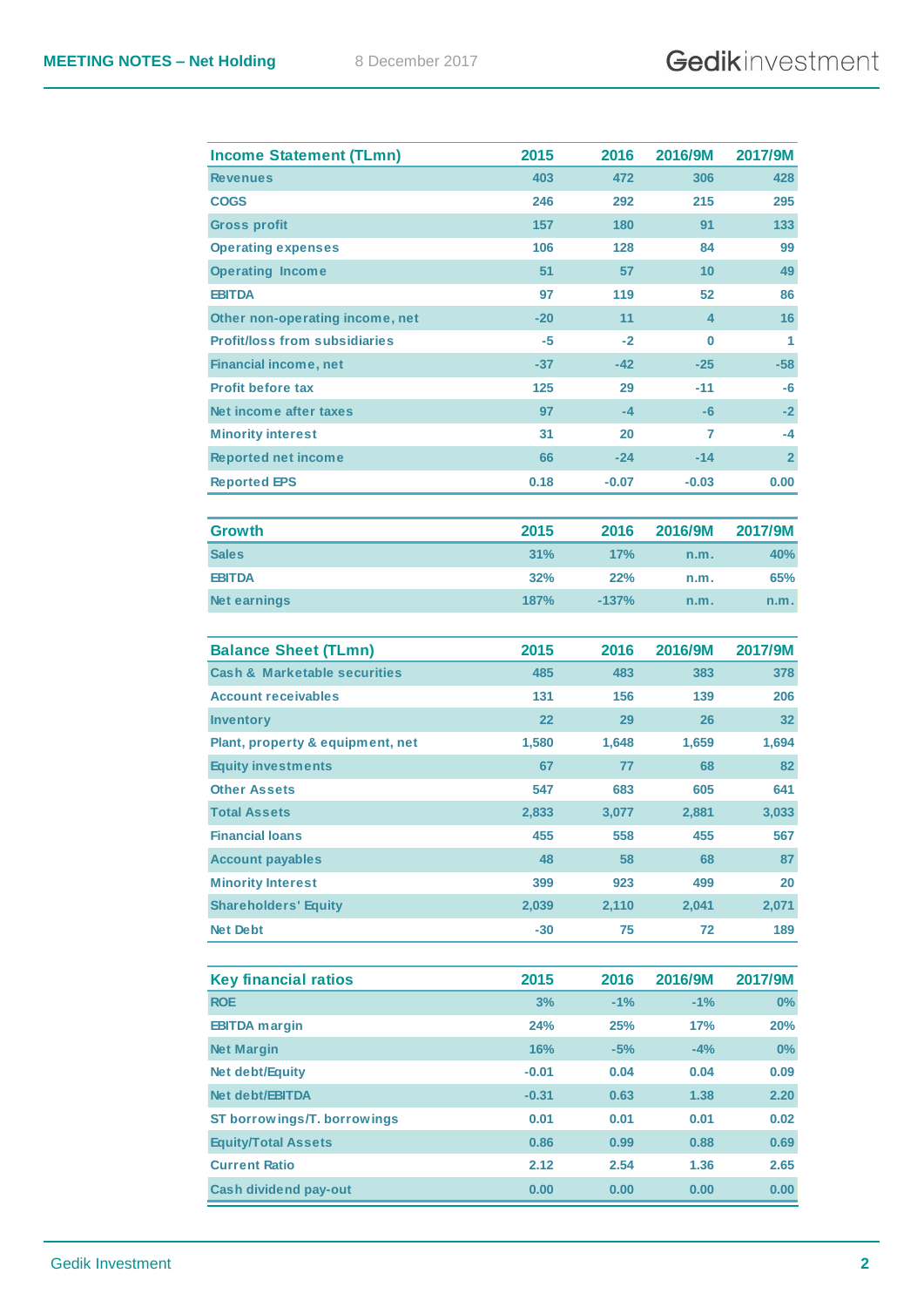| Income Statement (TLmn) | 2015 | 2016 | 2016/9M | 2017/9M |
|---|---|---|---|---|
| Revenues | 403 | 472 | 306 | 428 |
| COGS | 246 | 292 | 215 | 295 |
| Gross profit | 157 | 180 | 91 | 133 |
| Operating expenses | 106 | 128 | 84 | 99 |
| Operating Income | 51 | 57 | 10 | 49 |
| EBITDA | 97 | 119 | 52 | 86 |
| Other non-operating income, net | -20 | 11 | 4 | 16 |
| Profit/loss from subsidiaries | -5 | -2 | 0 | 1 |
| Financial income, net | -37 | -42 | -25 | -58 |
| Profit before tax | 125 | 29 | -11 | -6 |
| Net income after taxes | 97 | -4 | -6 | -2 |
| Minority interest | 31 | 20 | 7 | -4 |
| Reported net income | 66 | -24 | -14 | 2 |
| Reported EPS | 0.18 | -0.07 | -0.03 | 0.00 |

| Growth | 2015 | 2016 | 2016/9M | 2017/9M |
|---|---|---|---|---|
| Sales | 31% | 17% | n.m. | 40% |
| EBITDA | 32% | 22% | n.m. | 65% |
| Net earnings | 187% | -137% | n.m. | n.m. |

| Balance Sheet (TLmn) | 2015 | 2016 | 2016/9M | 2017/9M |
|---|---|---|---|---|
| Cash & Marketable securities | 485 | 483 | 383 | 378 |
| Account receivables | 131 | 156 | 139 | 206 |
| Inventory | 22 | 29 | 26 | 32 |
| Plant, property & equipment, net | 1,580 | 1,648 | 1,659 | 1,694 |
| Equity investments | 67 | 77 | 68 | 82 |
| Other Assets | 547 | 683 | 605 | 641 |
| Total Assets | 2,833 | 3,077 | 2,881 | 3,033 |
| Financial loans | 455 | 558 | 455 | 567 |
| Account payables | 48 | 58 | 68 | 87 |
| Minority Interest | 399 | 923 | 499 | 20 |
| Shareholders' Equity | 2,039 | 2,110 | 2,041 | 2,071 |
| Net Debt | -30 | 75 | 72 | 189 |

| Key financial ratios | 2015 | 2016 | 2016/9M | 2017/9M |
|---|---|---|---|---|
| ROE | 3% | -1% | -1% | 0% |
| EBITDA margin | 24% | 25% | 17% | 20% |
| Net Margin | 16% | -5% | -4% | 0% |
| Net debt/Equity | -0.01 | 0.04 | 0.04 | 0.09 |
| Net debt/EBITDA | -0.31 | 0.63 | 1.38 | 2.20 |
| ST borrowings/T. borrowings | 0.01 | 0.01 | 0.01 | 0.02 |
| Equity/Total Assets | 0.86 | 0.99 | 0.88 | 0.69 |
| Current Ratio | 2.12 | 2.54 | 1.36 | 2.65 |
| Cash dividend pay-out | 0.00 | 0.00 | 0.00 | 0.00 |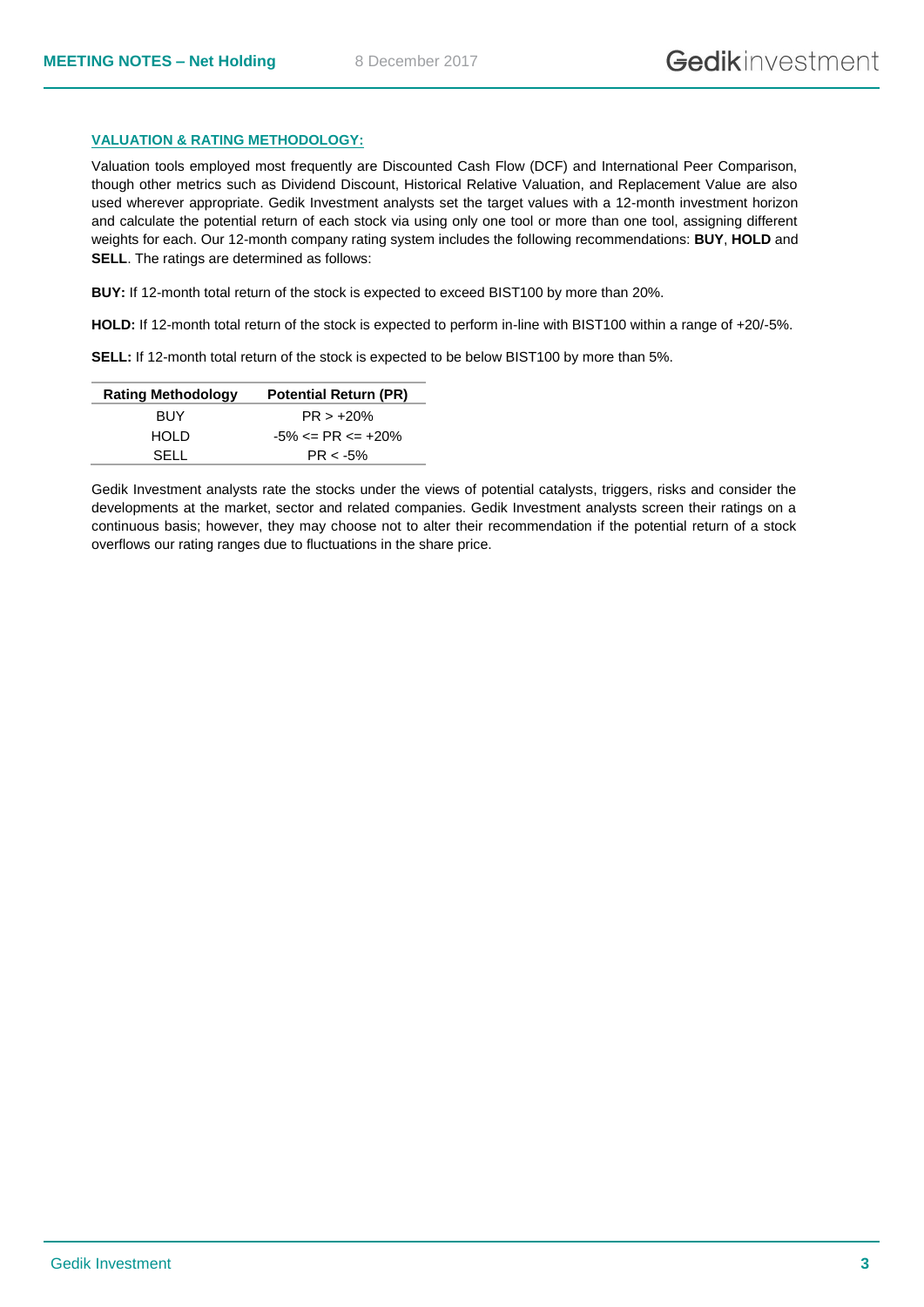## VALUATION & RATING METHODOLOGY:

Valuation tools employed most frequently are Discounted Cash Flow (DCF) and International Peer Comparison, though other metrics such as Dividend Discount, Historical Relative Valuation, and Replacement Value are also used wherever appropriate. Gedik Investment analysts set the target values with a 12-month investment horizon and calculate the potential return of each stock via using only one tool or more than one tool, assigning different weights for each. Our 12-month company rating system includes the following recommendations: **BUY**, **HOLD** and **SELL**. The ratings are determined as follows:

**BUY:** If 12-month total return of the stock is expected to exceed BIST100 by more than 20%.

**HOLD:** If 12-month total return of the stock is expected to perform in-line with BIST100 within a range of +20/-5%.

**SELL:** If 12-month total return of the stock is expected to be below BIST100 by more than 5%.

| Rating Methodology | Potential Return (PR) |
|---|---|
| BUY | PR > +20% |
| HOLD | -5% <= PR <= +20% |
| SELL | PR < -5% |

Gedik Investment analysts rate the stocks under the views of potential catalysts, triggers, risks and consider the developments at the market, sector and related companies. Gedik Investment analysts screen their ratings on a continuous basis; however, they may choose not to alter their recommendation if the potential return of a stock overflows our rating ranges due to fluctuations in the share price.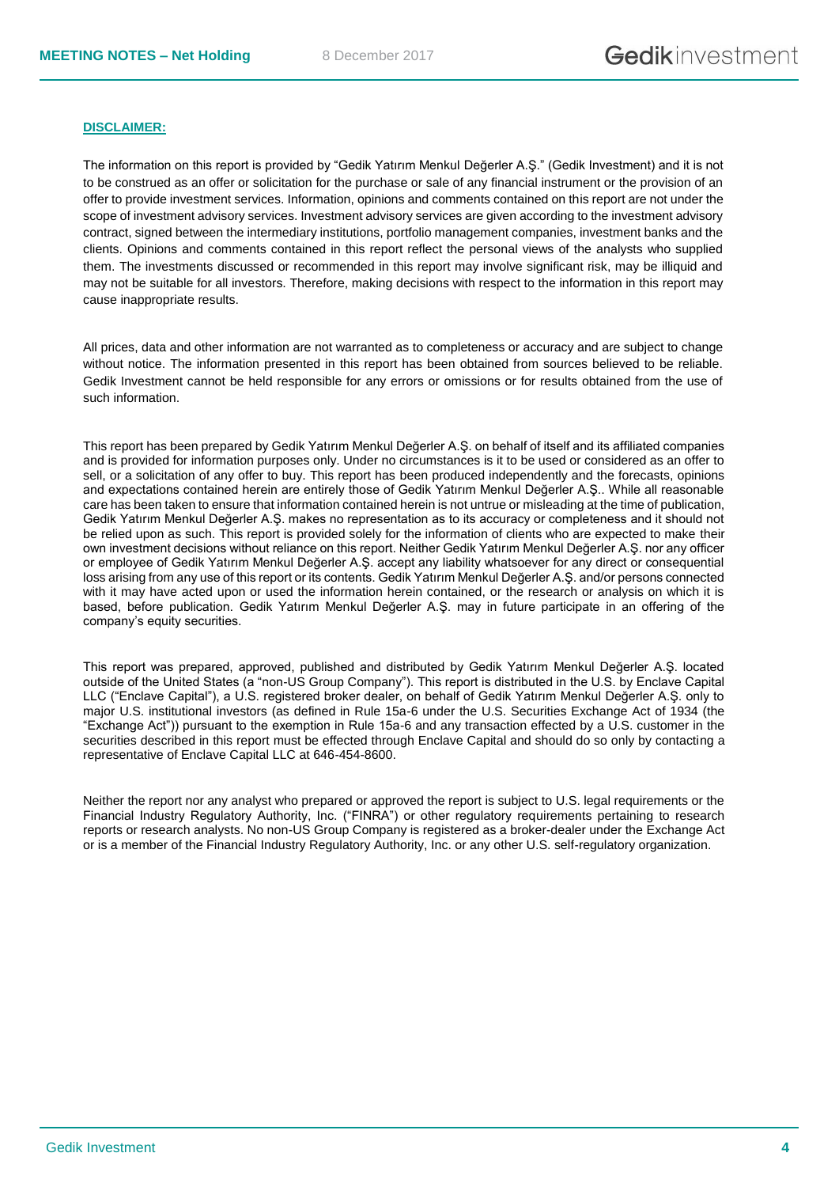**DISCLAIMER:**

The information on this report is provided by "Gedik Yatırım Menkul Değerler A.Ş." (Gedik Investment) and it is not to be construed as an offer or solicitation for the purchase or sale of any financial instrument or the provision of an offer to provide investment services. Information, opinions and comments contained on this report are not under the scope of investment advisory services. Investment advisory services are given according to the investment advisory contract, signed between the intermediary institutions, portfolio management companies, investment banks and the clients. Opinions and comments contained in this report reflect the personal views of the analysts who supplied them. The investments discussed or recommended in this report may involve significant risk, may be illiquid and may not be suitable for all investors. Therefore, making decisions with respect to the information in this report may cause inappropriate results.

All prices, data and other information are not warranted as to completeness or accuracy and are subject to change without notice. The information presented in this report has been obtained from sources believed to be reliable. Gedik Investment cannot be held responsible for any errors or omissions or for results obtained from the use of such information.

This report has been prepared by Gedik Yatırım Menkul Değerler A.Ş. on behalf of itself and its affiliated companies and is provided for information purposes only. Under no circumstances is it to be used or considered as an offer to sell, or a solicitation of any offer to buy. This report has been produced independently and the forecasts, opinions and expectations contained herein are entirely those of Gedik Yatırım Menkul Değerler A.Ş.. While all reasonable care has been taken to ensure that information contained herein is not untrue or misleading at the time of publication, Gedik Yatırım Menkul Değerler A.Ş. makes no representation as to its accuracy or completeness and it should not be relied upon as such. This report is provided solely for the information of clients who are expected to make their own investment decisions without reliance on this report. Neither Gedik Yatırım Menkul Değerler A.Ş. nor any officer or employee of Gedik Yatırım Menkul Değerler A.Ş. accept any liability whatsoever for any direct or consequential loss arising from any use of this report or its contents. Gedik Yatırım Menkul Değerler A.Ş. and/or persons connected with it may have acted upon or used the information herein contained, or the research or analysis on which it is based, before publication. Gedik Yatırım Menkul Değerler A.Ş. may in future participate in an offering of the company's equity securities.

This report was prepared, approved, published and distributed by Gedik Yatırım Menkul Değerler A.Ş. located outside of the United States (a "non-US Group Company"). This report is distributed in the U.S. by Enclave Capital LLC ("Enclave Capital"), a U.S. registered broker dealer, on behalf of Gedik Yatırım Menkul Değerler A.Ş. only to major U.S. institutional investors (as defined in Rule 15a-6 under the U.S. Securities Exchange Act of 1934 (the "Exchange Act")) pursuant to the exemption in Rule 15a-6 and any transaction effected by a U.S. customer in the securities described in this report must be effected through Enclave Capital and should do so only by contacting a representative of Enclave Capital LLC at 646-454-8600.

Neither the report nor any analyst who prepared or approved the report is subject to U.S. legal requirements or the Financial Industry Regulatory Authority, Inc. ("FINRA") or other regulatory requirements pertaining to research reports or research analysts. No non-US Group Company is registered as a broker-dealer under the Exchange Act or is a member of the Financial Industry Regulatory Authority, Inc. or any other U.S. self-regulatory organization.